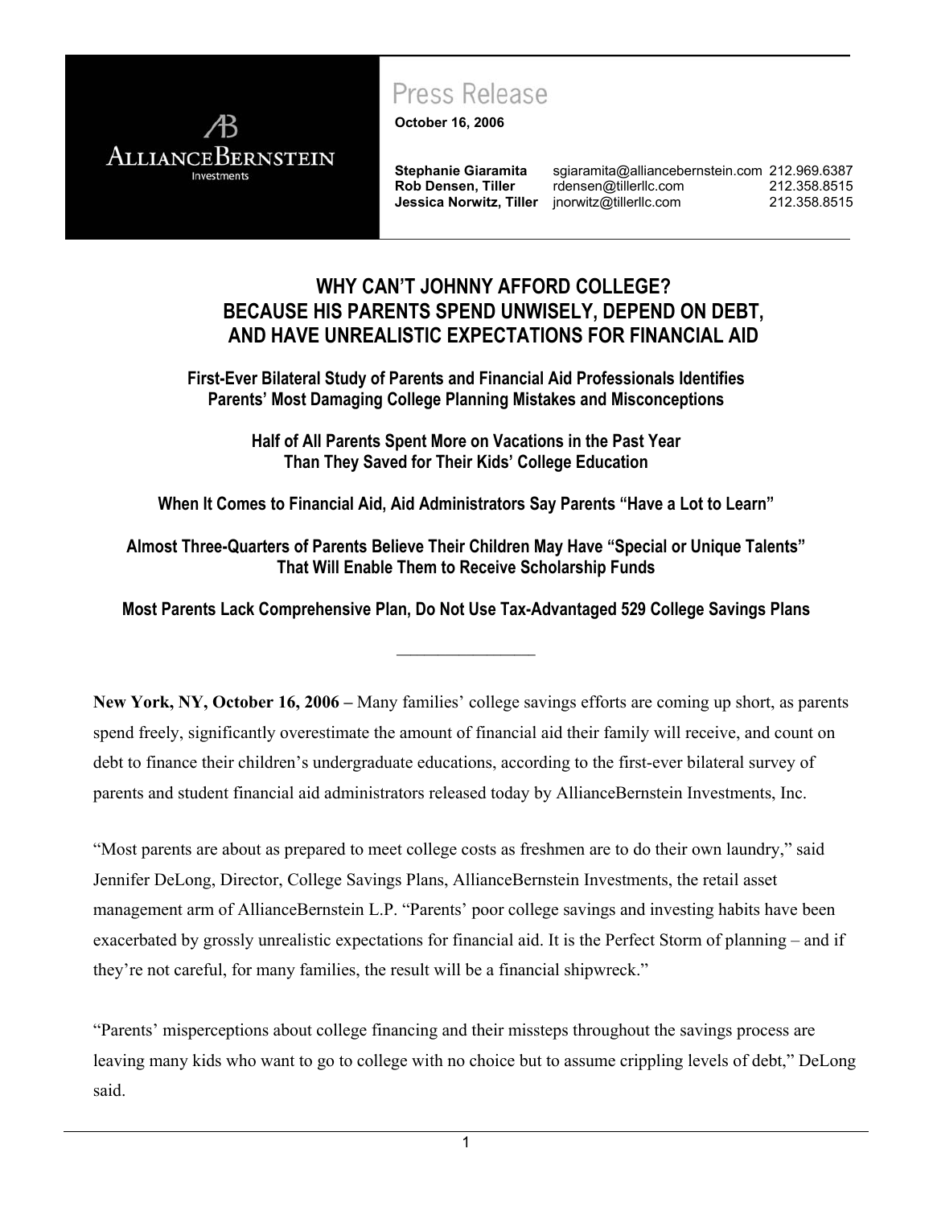AllianceBernstein Investments

Press Release

**October 16, 2006**

| | | |
|---|---|---|
| **Stephanie Giaramita** | sgiaramita@alliancebernstein.com | 212.969.6387 |
| **Rob Densen, Tiller** | rdensen@tillerllc.com | 212.358.8515 |
| **Jessica Norwitz, Tiller** | jnorwitz@tillerllc.com | 212.358.8515 |

# WHY CAN'T JOHNNY AFFORD COLLEGE? BECAUSE HIS PARENTS SPEND UNWISELY, DEPEND ON DEBT, AND HAVE UNREALISTIC EXPECTATIONS FOR FINANCIAL AID

**First-Ever Bilateral Study of Parents and Financial Aid Professionals Identifies Parents' Most Damaging College Planning Mistakes and Misconceptions**

**Half of All Parents Spent More on Vacations in the Past Year Than They Saved for Their Kids' College Education**

**When It Comes to Financial Aid, Aid Administrators Say Parents "Have a Lot to Learn"**

**Almost Three-Quarters of Parents Believe Their Children May Have "Special or Unique Talents" That Will Enable Them to Receive Scholarship Funds**

**Most Parents Lack Comprehensive Plan, Do Not Use Tax-Advantaged 529 College Savings Plans**

---

**New York, NY, October 16, 2006 –** Many families' college savings efforts are coming up short, as parents spend freely, significantly overestimate the amount of financial aid their family will receive, and count on debt to finance their children's undergraduate educations, according to the first-ever bilateral survey of parents and student financial aid administrators released today by AllianceBernstein Investments, Inc.

"Most parents are about as prepared to meet college costs as freshmen are to do their own laundry," said Jennifer DeLong, Director, College Savings Plans, AllianceBernstein Investments, the retail asset management arm of AllianceBernstein L.P. "Parents' poor college savings and investing habits have been exacerbated by grossly unrealistic expectations for financial aid. It is the Perfect Storm of planning – and if they're not careful, for many families, the result will be a financial shipwreck."

"Parents' misperceptions about college financing and their missteps throughout the savings process are leaving many kids who want to go to college with no choice but to assume crippling levels of debt," DeLong said.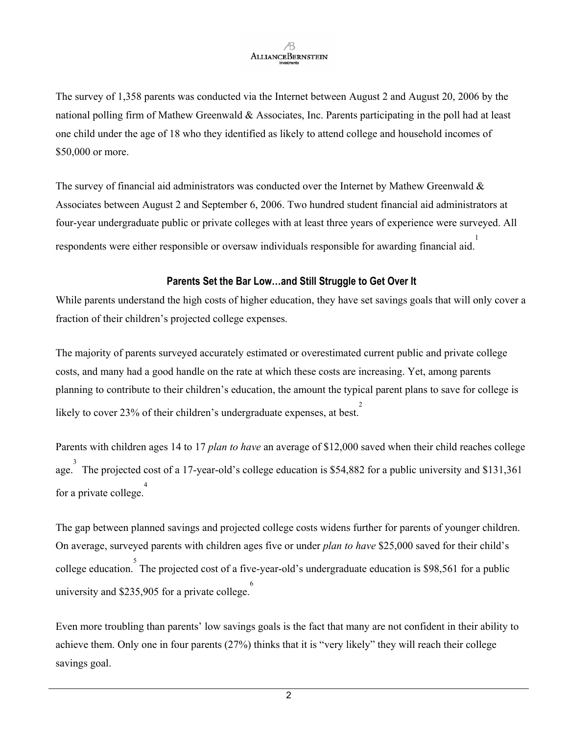The survey of 1,358 parents was conducted via the Internet between August 2 and August 20, 2006 by the national polling firm of Mathew Greenwald & Associates, Inc. Parents participating in the poll had at least one child under the age of 18 who they identified as likely to attend college and household incomes of $50,000 or more.

The survey of financial aid administrators was conducted over the Internet by Mathew Greenwald & Associates between August 2 and September 6, 2006. Two hundred student financial aid administrators at four-year undergraduate public or private colleges with at least three years of experience were surveyed. All respondents were either responsible or oversaw individuals responsible for awarding financial aid.[1]

### Parents Set the Bar Low…and Still Struggle to Get Over It

While parents understand the high costs of higher education, they have set savings goals that will only cover a fraction of their children's projected college expenses.

The majority of parents surveyed accurately estimated or overestimated current public and private college costs, and many had a good handle on the rate at which these costs are increasing. Yet, among parents planning to contribute to their children's education, the amount the typical parent plans to save for college is likely to cover 23% of their children's undergraduate expenses, at best.[2]

Parents with children ages 14 to 17 *plan to have* an average of $12,000 saved when their child reaches college age.[3] The projected cost of a 17-year-old's college education is $54,882 for a public university and $131,361 for a private college.[4]

The gap between planned savings and projected college costs widens further for parents of younger children. On average, surveyed parents with children ages five or under *plan to have* $25,000 saved for their child's college education.[5] The projected cost of a five-year-old's undergraduate education is $98,561 for a public university and $235,905 for a private college.[6]

Even more troubling than parents' low savings goals is the fact that many are not confident in their ability to achieve them. Only one in four parents (27%) thinks that it is "very likely" they will reach their college savings goal.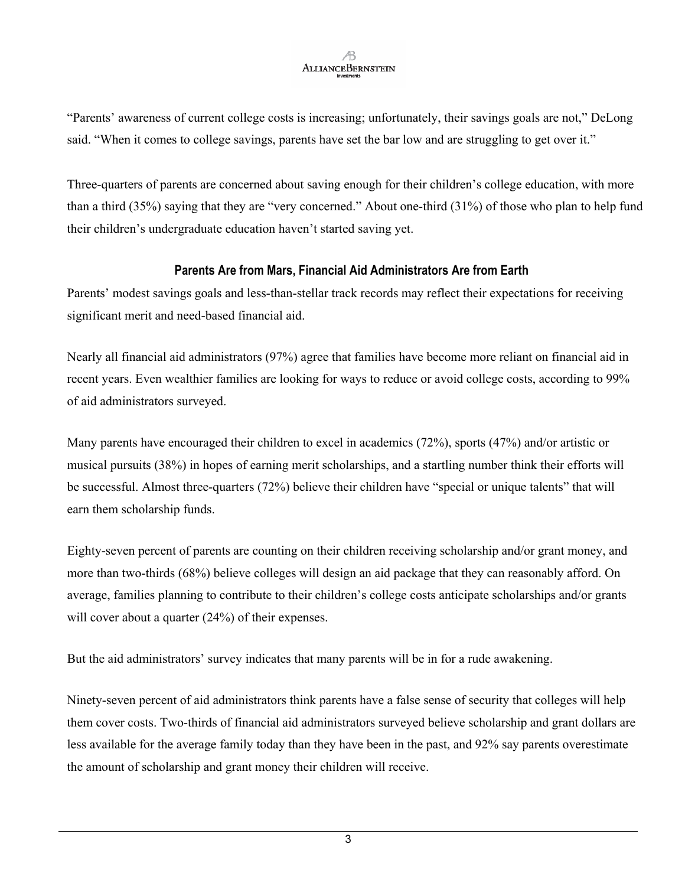"Parents' awareness of current college costs is increasing; unfortunately, their savings goals are not," DeLong said. "When it comes to college savings, parents have set the bar low and are struggling to get over it."

Three-quarters of parents are concerned about saving enough for their children's college education, with more than a third (35%) saying that they are "very concerned." About one-third (31%) of those who plan to help fund their children's undergraduate education haven't started saving yet.

### Parents Are from Mars, Financial Aid Administrators Are from Earth

Parents' modest savings goals and less-than-stellar track records may reflect their expectations for receiving significant merit and need-based financial aid.

Nearly all financial aid administrators (97%) agree that families have become more reliant on financial aid in recent years. Even wealthier families are looking for ways to reduce or avoid college costs, according to 99% of aid administrators surveyed.

Many parents have encouraged their children to excel in academics (72%), sports (47%) and/or artistic or musical pursuits (38%) in hopes of earning merit scholarships, and a startling number think their efforts will be successful. Almost three-quarters (72%) believe their children have "special or unique talents" that will earn them scholarship funds.

Eighty-seven percent of parents are counting on their children receiving scholarship and/or grant money, and more than two-thirds (68%) believe colleges will design an aid package that they can reasonably afford. On average, families planning to contribute to their children's college costs anticipate scholarships and/or grants will cover about a quarter (24%) of their expenses.

But the aid administrators' survey indicates that many parents will be in for a rude awakening.

Ninety-seven percent of aid administrators think parents have a false sense of security that colleges will help them cover costs. Two-thirds of financial aid administrators surveyed believe scholarship and grant dollars are less available for the average family today than they have been in the past, and 92% say parents overestimate the amount of scholarship and grant money their children will receive.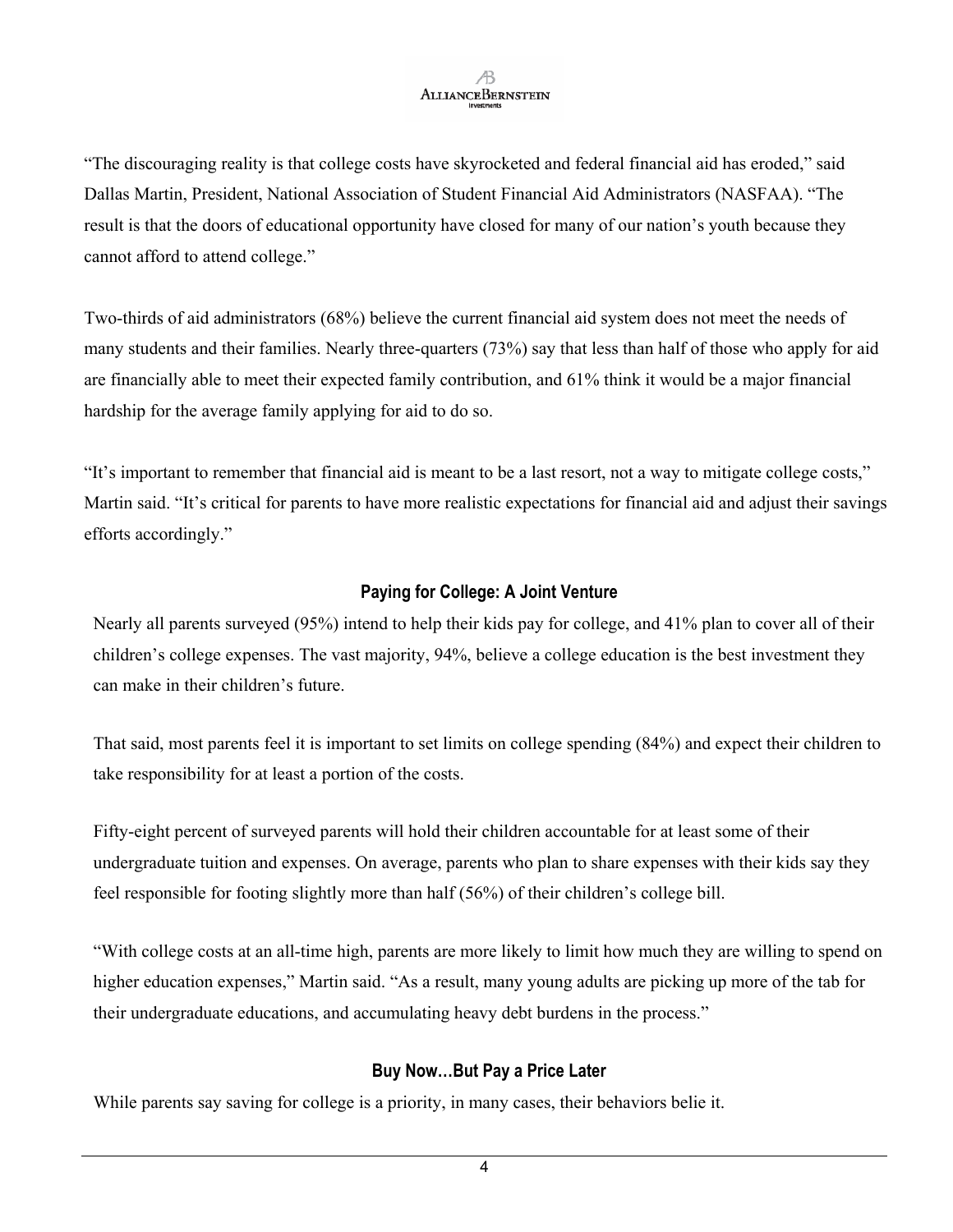"The discouraging reality is that college costs have skyrocketed and federal financial aid has eroded," said Dallas Martin, President, National Association of Student Financial Aid Administrators (NASFAA). "The result is that the doors of educational opportunity have closed for many of our nation's youth because they cannot afford to attend college."

Two-thirds of aid administrators (68%) believe the current financial aid system does not meet the needs of many students and their families. Nearly three-quarters (73%) say that less than half of those who apply for aid are financially able to meet their expected family contribution, and 61% think it would be a major financial hardship for the average family applying for aid to do so.

"It's important to remember that financial aid is meant to be a last resort, not a way to mitigate college costs," Martin said. "It's critical for parents to have more realistic expectations for financial aid and adjust their savings efforts accordingly."

## Paying for College: A Joint Venture

Nearly all parents surveyed (95%) intend to help their kids pay for college, and 41% plan to cover all of their children's college expenses. The vast majority, 94%, believe a college education is the best investment they can make in their children's future.

That said, most parents feel it is important to set limits on college spending (84%) and expect their children to take responsibility for at least a portion of the costs.

Fifty-eight percent of surveyed parents will hold their children accountable for at least some of their undergraduate tuition and expenses. On average, parents who plan to share expenses with their kids say they feel responsible for footing slightly more than half (56%) of their children's college bill.

"With college costs at an all-time high, parents are more likely to limit how much they are willing to spend on higher education expenses," Martin said. "As a result, many young adults are picking up more of the tab for their undergraduate educations, and accumulating heavy debt burdens in the process."

## Buy Now…But Pay a Price Later

While parents say saving for college is a priority, in many cases, their behaviors belie it.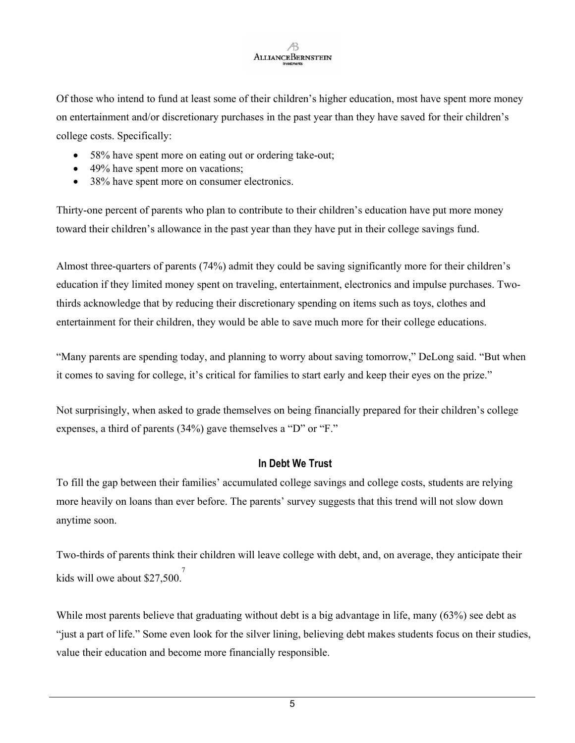Of those who intend to fund at least some of their children's higher education, most have spent more money on entertainment and/or discretionary purchases in the past year than they have saved for their children's college costs. Specifically:

- 58% have spent more on eating out or ordering take-out;
- 49% have spent more on vacations;
- 38% have spent more on consumer electronics.

Thirty-one percent of parents who plan to contribute to their children's education have put more money toward their children's allowance in the past year than they have put in their college savings fund.

Almost three-quarters of parents (74%) admit they could be saving significantly more for their children's education if they limited money spent on traveling, entertainment, electronics and impulse purchases. Two-thirds acknowledge that by reducing their discretionary spending on items such as toys, clothes and entertainment for their children, they would be able to save much more for their college educations.

"Many parents are spending today, and planning to worry about saving tomorrow," DeLong said. "But when it comes to saving for college, it's critical for families to start early and keep their eyes on the prize."

Not surprisingly, when asked to grade themselves on being financially prepared for their children's college expenses, a third of parents (34%) gave themselves a "D" or "F."

### In Debt We Trust

To fill the gap between their families' accumulated college savings and college costs, students are relying more heavily on loans than ever before. The parents' survey suggests that this trend will not slow down anytime soon.

Two-thirds of parents think their children will leave college with debt, and, on average, they anticipate their kids will owe about $27,500.[7]

While most parents believe that graduating without debt is a big advantage in life, many (63%) see debt as "just a part of life." Some even look for the silver lining, believing debt makes students focus on their studies, value their education and become more financially responsible.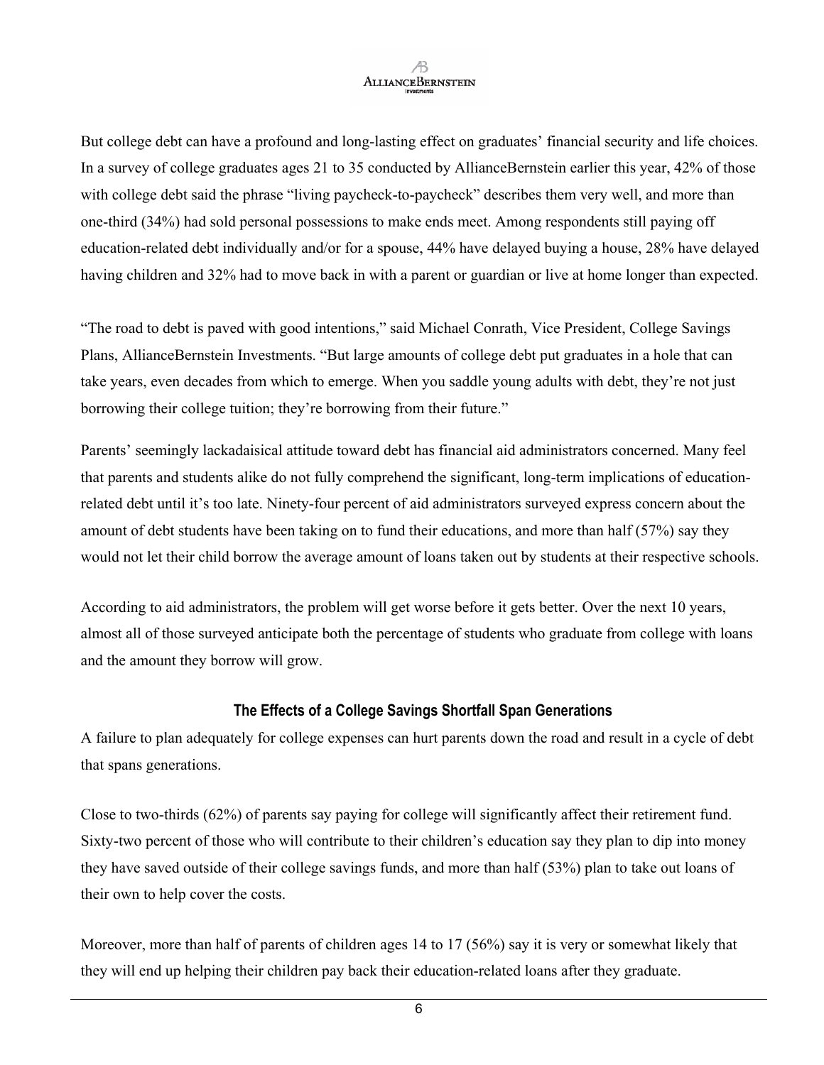But college debt can have a profound and long-lasting effect on graduates' financial security and life choices. In a survey of college graduates ages 21 to 35 conducted by AllianceBernstein earlier this year, 42% of those with college debt said the phrase "living paycheck-to-paycheck" describes them very well, and more than one-third (34%) had sold personal possessions to make ends meet. Among respondents still paying off education-related debt individually and/or for a spouse, 44% have delayed buying a house, 28% have delayed having children and 32% had to move back in with a parent or guardian or live at home longer than expected.

"The road to debt is paved with good intentions," said Michael Conrath, Vice President, College Savings Plans, AllianceBernstein Investments. "But large amounts of college debt put graduates in a hole that can take years, even decades from which to emerge. When you saddle young adults with debt, they're not just borrowing their college tuition; they're borrowing from their future."

Parents' seemingly lackadaisical attitude toward debt has financial aid administrators concerned. Many feel that parents and students alike do not fully comprehend the significant, long-term implications of education-related debt until it's too late. Ninety-four percent of aid administrators surveyed express concern about the amount of debt students have been taking on to fund their educations, and more than half (57%) say they would not let their child borrow the average amount of loans taken out by students at their respective schools.

According to aid administrators, the problem will get worse before it gets better. Over the next 10 years, almost all of those surveyed anticipate both the percentage of students who graduate from college with loans and the amount they borrow will grow.

### The Effects of a College Savings Shortfall Span Generations

A failure to plan adequately for college expenses can hurt parents down the road and result in a cycle of debt that spans generations.

Close to two-thirds (62%) of parents say paying for college will significantly affect their retirement fund. Sixty-two percent of those who will contribute to their children's education say they plan to dip into money they have saved outside of their college savings funds, and more than half (53%) plan to take out loans of their own to help cover the costs.

Moreover, more than half of parents of children ages 14 to 17 (56%) say it is very or somewhat likely that they will end up helping their children pay back their education-related loans after they graduate.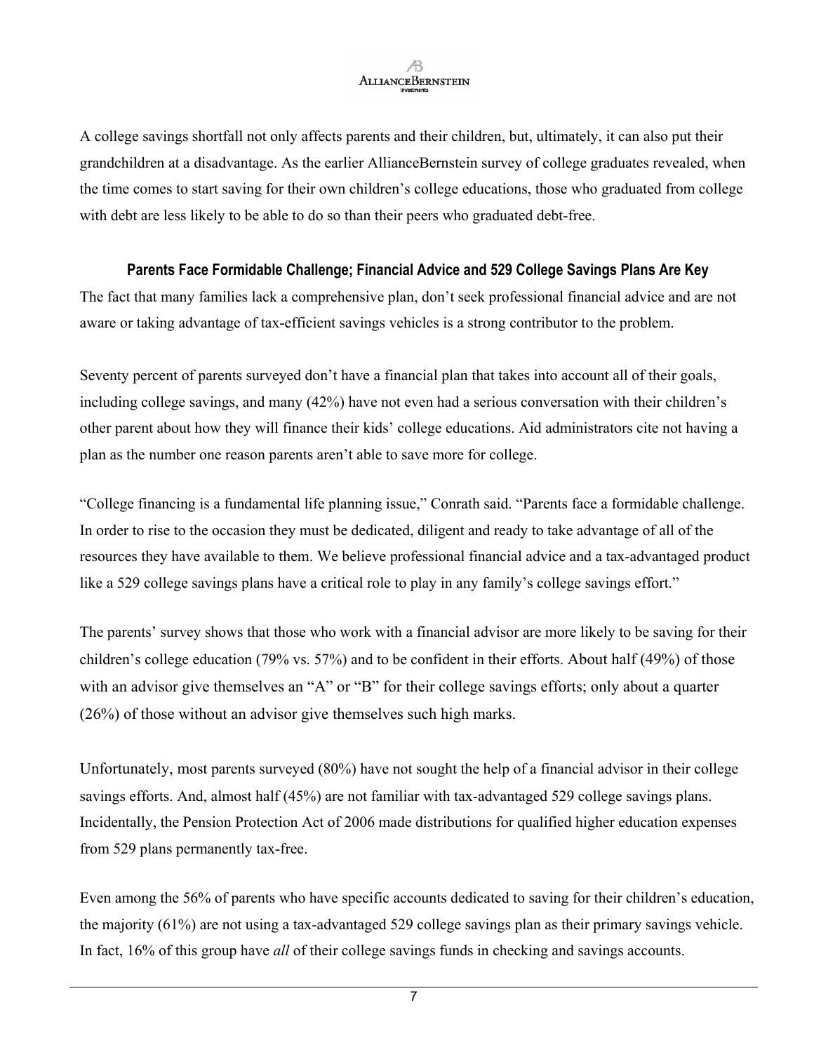A college savings shortfall not only affects parents and their children, but, ultimately, it can also put their grandchildren at a disadvantage. As the earlier AllianceBernstein survey of college graduates revealed, when the time comes to start saving for their own children's college educations, those who graduated from college with debt are less likely to be able to do so than their peers who graduated debt-free.

### Parents Face Formidable Challenge; Financial Advice and 529 College Savings Plans Are Key

The fact that many families lack a comprehensive plan, don't seek professional financial advice and are not aware or taking advantage of tax-efficient savings vehicles is a strong contributor to the problem.

Seventy percent of parents surveyed don't have a financial plan that takes into account all of their goals, including college savings, and many (42%) have not even had a serious conversation with their children's other parent about how they will finance their kids' college educations. Aid administrators cite not having a plan as the number one reason parents aren't able to save more for college.

"College financing is a fundamental life planning issue," Conrath said. "Parents face a formidable challenge. In order to rise to the occasion they must be dedicated, diligent and ready to take advantage of all of the resources they have available to them. We believe professional financial advice and a tax-advantaged product like a 529 college savings plans have a critical role to play in any family's college savings effort."

The parents' survey shows that those who work with a financial advisor are more likely to be saving for their children's college education (79% vs. 57%) and to be confident in their efforts. About half (49%) of those with an advisor give themselves an "A" or "B" for their college savings efforts; only about a quarter (26%) of those without an advisor give themselves such high marks.

Unfortunately, most parents surveyed (80%) have not sought the help of a financial advisor in their college savings efforts. And, almost half (45%) are not familiar with tax-advantaged 529 college savings plans. Incidentally, the Pension Protection Act of 2006 made distributions for qualified higher education expenses from 529 plans permanently tax-free.

Even among the 56% of parents who have specific accounts dedicated to saving for their children's education, the majority (61%) are not using a tax-advantaged 529 college savings plan as their primary savings vehicle. In fact, 16% of this group have *all* of their college savings funds in checking and savings accounts.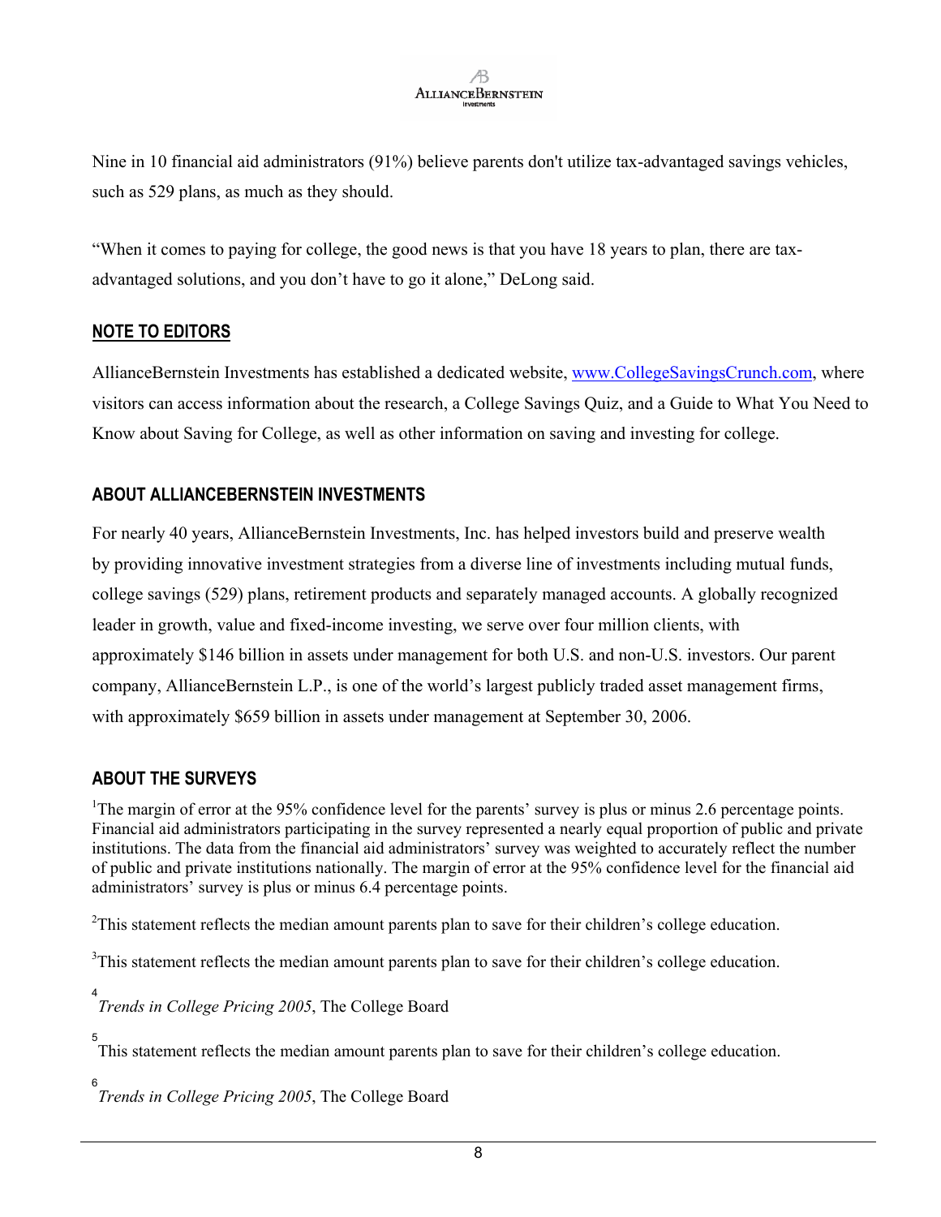Nine in 10 financial aid administrators (91%) believe parents don't utilize tax-advantaged savings vehicles, such as 529 plans, as much as they should.

"When it comes to paying for college, the good news is that you have 18 years to plan, there are tax-advantaged solutions, and you don't have to go it alone," DeLong said.

## NOTE TO EDITORS

AllianceBernstein Investments has established a dedicated website, www.CollegeSavingsCrunch.com, where visitors can access information about the research, a College Savings Quiz, and a Guide to What You Need to Know about Saving for College, as well as other information on saving and investing for college.

## ABOUT ALLIANCEBERNSTEIN INVESTMENTS

For nearly 40 years, AllianceBernstein Investments, Inc. has helped investors build and preserve wealth by providing innovative investment strategies from a diverse line of investments including mutual funds, college savings (529) plans, retirement products and separately managed accounts. A globally recognized leader in growth, value and fixed-income investing, we serve over four million clients, with approximately $146 billion in assets under management for both U.S. and non-U.S. investors. Our parent company, AllianceBernstein L.P., is one of the world's largest publicly traded asset management firms, with approximately $659 billion in assets under management at September 30, 2006.

## ABOUT THE SURVEYS

[1]The margin of error at the 95% confidence level for the parents' survey is plus or minus 2.6 percentage points. Financial aid administrators participating in the survey represented a nearly equal proportion of public and private institutions. The data from the financial aid administrators' survey was weighted to accurately reflect the number of public and private institutions nationally. The margin of error at the 95% confidence level for the financial aid administrators' survey is plus or minus 6.4 percentage points.

[2]This statement reflects the median amount parents plan to save for their children's college education.

[3]This statement reflects the median amount parents plan to save for their children's college education.

[4] *Trends in College Pricing 2005*, The College Board

[5] This statement reflects the median amount parents plan to save for their children's college education.

[6] *Trends in College Pricing 2005*, The College Board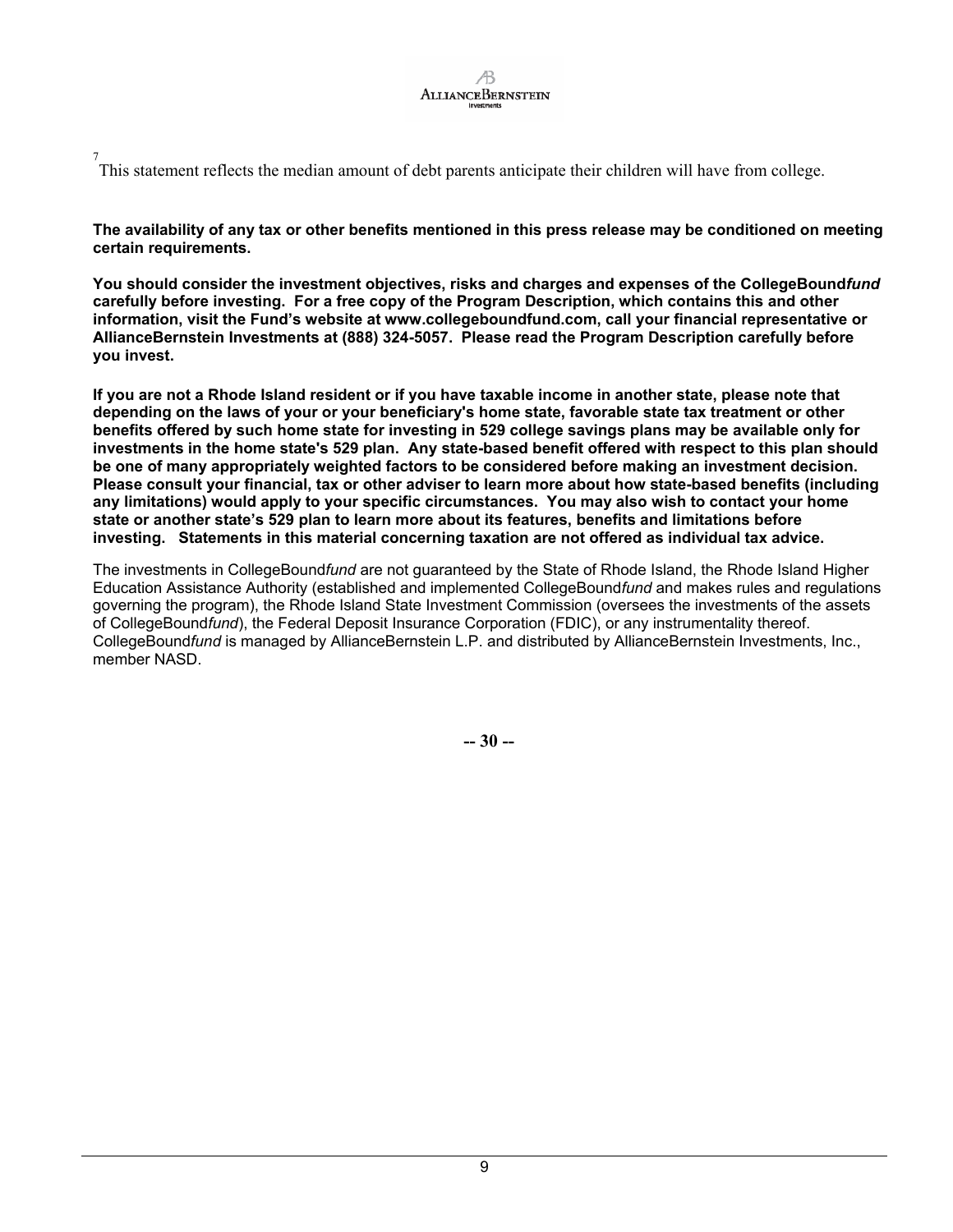[7] This statement reflects the median amount of debt parents anticipate their children will have from college.

**The availability of any tax or other benefits mentioned in this press release may be conditioned on meeting certain requirements.**

**You should consider the investment objectives, risks and charges and expenses of the CollegeBound*fund* carefully before investing. For a free copy of the Program Description, which contains this and other information, visit the Fund's website at www.collegeboundfund.com, call your financial representative or AllianceBernstein Investments at (888) 324-5057. Please read the Program Description carefully before you invest.**

**If you are not a Rhode Island resident or if you have taxable income in another state, please note that depending on the laws of your or your beneficiary's home state, favorable state tax treatment or other benefits offered by such home state for investing in 529 college savings plans may be available only for investments in the home state's 529 plan. Any state-based benefit offered with respect to this plan should be one of many appropriately weighted factors to be considered before making an investment decision. Please consult your financial, tax or other adviser to learn more about how state-based benefits (including any limitations) would apply to your specific circumstances. You may also wish to contact your home state or another state's 529 plan to learn more about its features, benefits and limitations before investing. Statements in this material concerning taxation are not offered as individual tax advice.**

The investments in CollegeBound*fund* are not guaranteed by the State of Rhode Island, the Rhode Island Higher Education Assistance Authority (established and implemented CollegeBound*fund* and makes rules and regulations governing the program), the Rhode Island State Investment Commission (oversees the investments of the assets of CollegeBound*fund*), the Federal Deposit Insurance Corporation (FDIC), or any instrumentality thereof. CollegeBound*fund* is managed by AllianceBernstein L.P. and distributed by AllianceBernstein Investments, Inc., member NASD.

**-- 30 --**